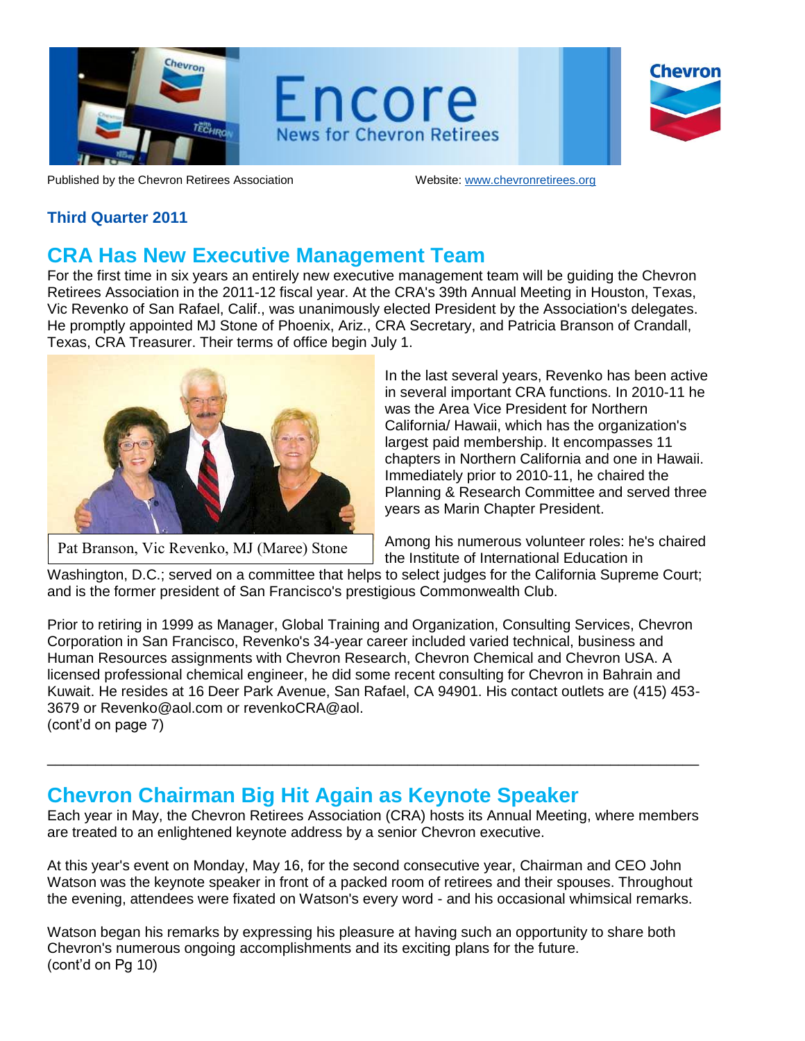# Encore

News for Chevron Retirees

Published by the Chevron Retirees Association

Website: www.chevronretirees.org

**Third Quarter 2011**

## CRA Has New Executive Management Team

For the first time in six years an entirely new executive management team will be guiding the Chevron Retirees Association in the 2011-12 fiscal year. At the CRA's 39th Annual Meeting in Houston, Texas, Vic Revenko of San Rafael, Calif., was unanimously elected President by the Association's delegates. He promptly appointed MJ Stone of Phoenix, Ariz., CRA Secretary, and Patricia Branson of Crandall, Texas, CRA Treasurer. Their terms of office begin July 1.

Pat Branson, Vic Revenko, MJ (Maree) Stone

In the last several years, Revenko has been active in several important CRA functions. In 2010-11 he was the Area Vice President for Northern California/ Hawaii, which has the organization's largest paid membership. It encompasses 11 chapters in Northern California and one in Hawaii. Immediately prior to 2010-11, he chaired the Planning & Research Committee and served three years as Marin Chapter President.

Among his numerous volunteer roles: he's chaired the Institute of International Education in Washington, D.C.; served on a committee that helps to select judges for the California Supreme Court; and is the former president of San Francisco's prestigious Commonwealth Club.

Prior to retiring in 1999 as Manager, Global Training and Organization, Consulting Services, Chevron Corporation in San Francisco, Revenko's 34-year career included varied technical, business and Human Resources assignments with Chevron Research, Chevron Chemical and Chevron USA. A licensed professional chemical engineer, he did some recent consulting for Chevron in Bahrain and Kuwait. He resides at 16 Deer Park Avenue, San Rafael, CA 94901. His contact outlets are (415) 453-3679 or Revenko@aol.com or revenkoCRA@aol.
(cont'd on page 7)

---

## Chevron Chairman Big Hit Again as Keynote Speaker

Each year in May, the Chevron Retirees Association (CRA) hosts its Annual Meeting, where members are treated to an enlightened keynote address by a senior Chevron executive.

At this year's event on Monday, May 16, for the second consecutive year, Chairman and CEO John Watson was the keynote speaker in front of a packed room of retirees and their spouses. Throughout the evening, attendees were fixated on Watson's every word - and his occasional whimsical remarks.

Watson began his remarks by expressing his pleasure at having such an opportunity to share both Chevron's numerous ongoing accomplishments and its exciting plans for the future.
(cont'd on Pg 10)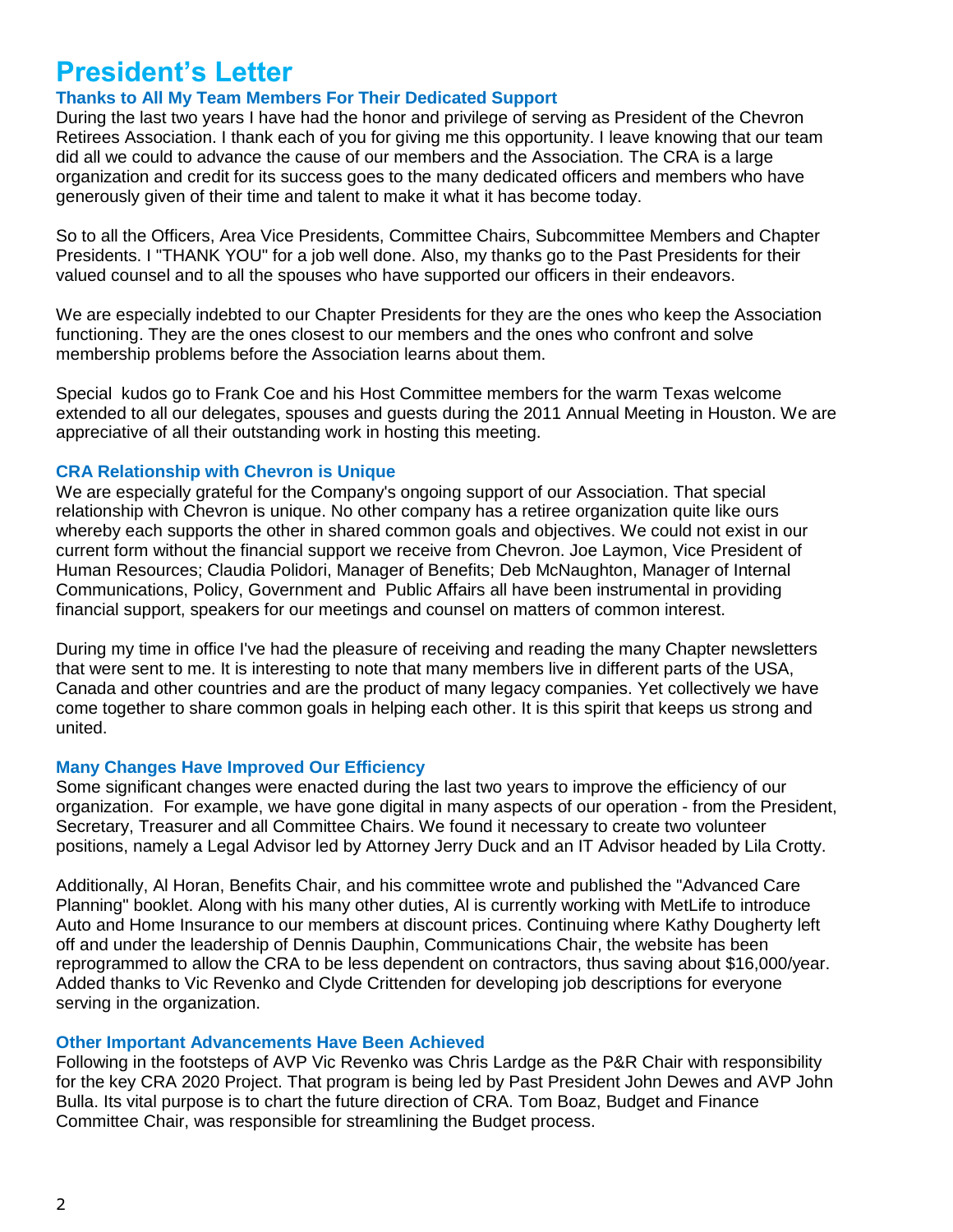# President's Letter

## Thanks to All My Team Members For Their Dedicated Support

During the last two years I have had the honor and privilege of serving as President of the Chevron Retirees Association. I thank each of you for giving me this opportunity. I leave knowing that our team did all we could to advance the cause of our members and the Association. The CRA is a large organization and credit for its success goes to the many dedicated officers and members who have generously given of their time and talent to make it what it has become today.

So to all the Officers, Area Vice Presidents, Committee Chairs, Subcommittee Members and Chapter Presidents. I "THANK YOU" for a job well done. Also, my thanks go to the Past Presidents for their valued counsel and to all the spouses who have supported our officers in their endeavors.

We are especially indebted to our Chapter Presidents for they are the ones who keep the Association functioning. They are the ones closest to our members and the ones who confront and solve membership problems before the Association learns about them.

Special kudos go to Frank Coe and his Host Committee members for the warm Texas welcome extended to all our delegates, spouses and guests during the 2011 Annual Meeting in Houston. We are appreciative of all their outstanding work in hosting this meeting.

## CRA Relationship with Chevron is Unique

We are especially grateful for the Company's ongoing support of our Association. That special relationship with Chevron is unique. No other company has a retiree organization quite like ours whereby each supports the other in shared common goals and objectives. We could not exist in our current form without the financial support we receive from Chevron. Joe Laymon, Vice President of Human Resources; Claudia Polidori, Manager of Benefits; Deb McNaughton, Manager of Internal Communications, Policy, Government and Public Affairs all have been instrumental in providing financial support, speakers for our meetings and counsel on matters of common interest.

During my time in office I've had the pleasure of receiving and reading the many Chapter newsletters that were sent to me. It is interesting to note that many members live in different parts of the USA, Canada and other countries and are the product of many legacy companies. Yet collectively we have come together to share common goals in helping each other. It is this spirit that keeps us strong and united.

## Many Changes Have Improved Our Efficiency

Some significant changes were enacted during the last two years to improve the efficiency of our organization. For example, we have gone digital in many aspects of our operation - from the President, Secretary, Treasurer and all Committee Chairs. We found it necessary to create two volunteer positions, namely a Legal Advisor led by Attorney Jerry Duck and an IT Advisor headed by Lila Crotty.

Additionally, Al Horan, Benefits Chair, and his committee wrote and published the "Advanced Care Planning" booklet. Along with his many other duties, Al is currently working with MetLife to introduce Auto and Home Insurance to our members at discount prices. Continuing where Kathy Dougherty left off and under the leadership of Dennis Dauphin, Communications Chair, the website has been reprogrammed to allow the CRA to be less dependent on contractors, thus saving about $16,000/year. Added thanks to Vic Revenko and Clyde Crittenden for developing job descriptions for everyone serving in the organization.

## Other Important Advancements Have Been Achieved

Following in the footsteps of AVP Vic Revenko was Chris Lardge as the P&R Chair with responsibility for the key CRA 2020 Project. That program is being led by Past President John Dewes and AVP John Bulla. Its vital purpose is to chart the future direction of CRA. Tom Boaz, Budget and Finance Committee Chair, was responsible for streamlining the Budget process.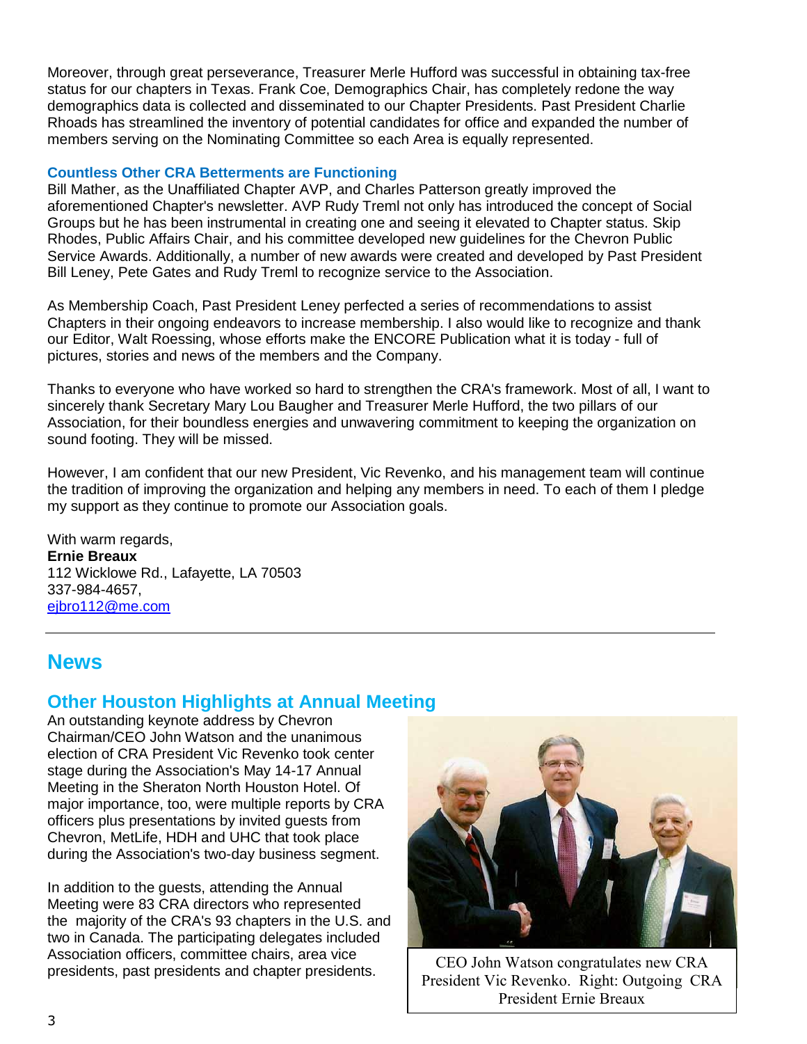Moreover, through great perseverance, Treasurer Merle Hufford was successful in obtaining tax-free status for our chapters in Texas. Frank Coe, Demographics Chair, has completely redone the way demographics data is collected and disseminated to our Chapter Presidents. Past President Charlie Rhoads has streamlined the inventory of potential candidates for office and expanded the number of members serving on the Nominating Committee so each Area is equally represented.

### Countless Other CRA Betterments are Functioning

Bill Mather, as the Unaffiliated Chapter AVP, and Charles Patterson greatly improved the aforementioned Chapter's newsletter. AVP Rudy Treml not only has introduced the concept of Social Groups but he has been instrumental in creating one and seeing it elevated to Chapter status. Skip Rhodes, Public Affairs Chair, and his committee developed new guidelines for the Chevron Public Service Awards. Additionally, a number of new awards were created and developed by Past President Bill Leney, Pete Gates and Rudy Treml to recognize service to the Association.

As Membership Coach, Past President Leney perfected a series of recommendations to assist Chapters in their ongoing endeavors to increase membership. I also would like to recognize and thank our Editor, Walt Roessing, whose efforts make the ENCORE Publication what it is today - full of pictures, stories and news of the members and the Company.

Thanks to everyone who have worked so hard to strengthen the CRA's framework. Most of all, I want to sincerely thank Secretary Mary Lou Baugher and Treasurer Merle Hufford, the two pillars of our Association, for their boundless energies and unwavering commitment to keeping the organization on sound footing. They will be missed.

However, I am confident that our new President, Vic Revenko, and his management team will continue the tradition of improving the organization and helping any members in need. To each of them I pledge my support as they continue to promote our Association goals.

With warm regards,
**Ernie Breaux**
112 Wicklowe Rd., Lafayette, LA 70503
337-984-4657,
ejbro112@me.com

---

# News

## Other Houston Highlights at Annual Meeting

An outstanding keynote address by Chevron Chairman/CEO John Watson and the unanimous election of CRA President Vic Revenko took center stage during the Association's May 14-17 Annual Meeting in the Sheraton North Houston Hotel. Of major importance, too, were multiple reports by CRA officers plus presentations by invited guests from Chevron, MetLife, HDH and UHC that took place during the Association's two-day business segment.

In addition to the guests, attending the Annual Meeting were 83 CRA directors who represented the majority of the CRA's 93 chapters in the U.S. and two in Canada. The participating delegates included Association officers, committee chairs, area vice presidents, past presidents and chapter presidents.

CEO John Watson congratulates new CRA President Vic Revenko. Right: Outgoing CRA President Ernie Breaux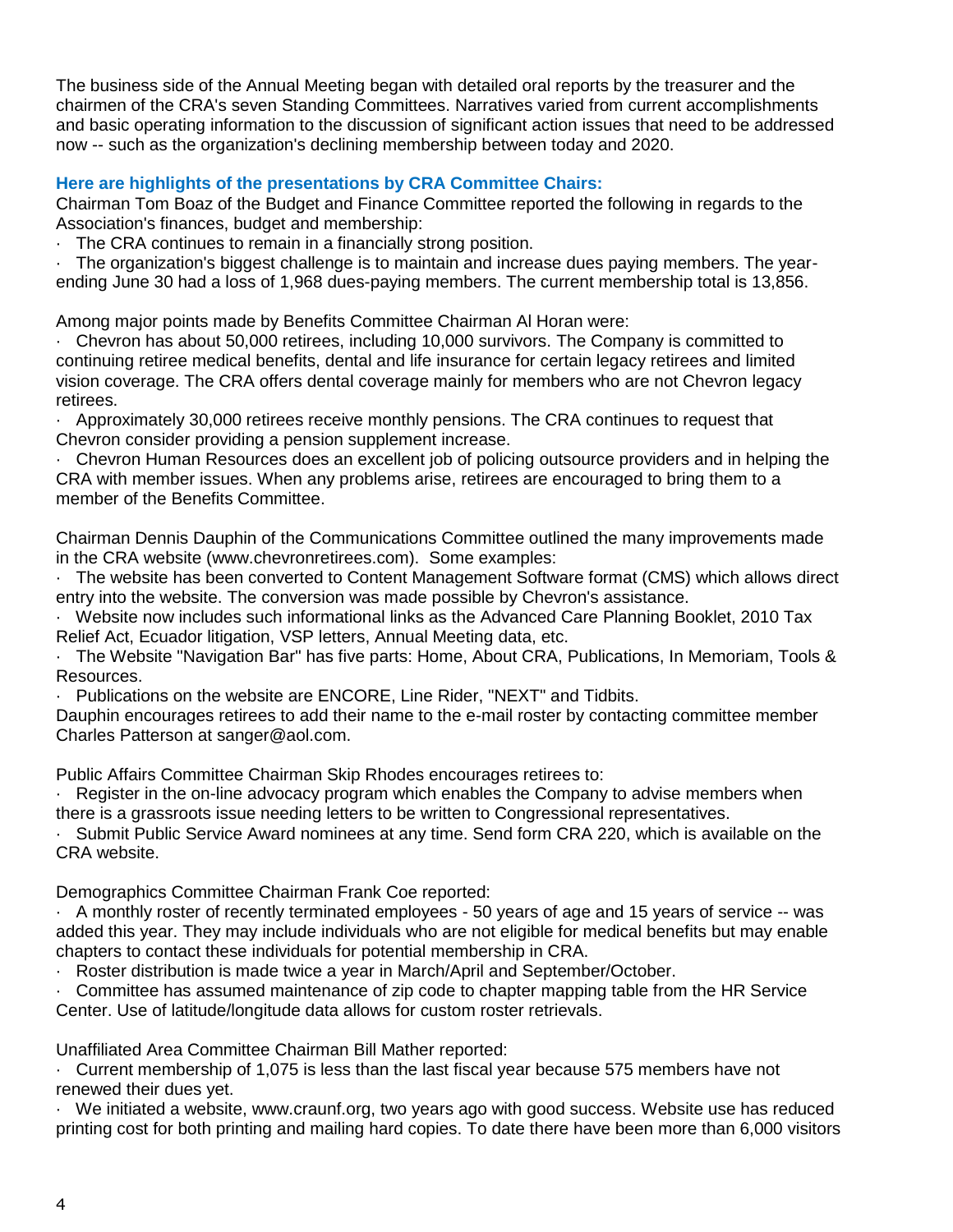The business side of the Annual Meeting began with detailed oral reports by the treasurer and the chairmen of the CRA's seven Standing Committees. Narratives varied from current accomplishments and basic operating information to the discussion of significant action issues that need to be addressed now -- such as the organization's declining membership between today and 2020.

### Here are highlights of the presentations by CRA Committee Chairs:

Chairman Tom Boaz of the Budget and Finance Committee reported the following in regards to the Association's finances, budget and membership:

- The CRA continues to remain in a financially strong position.
- The organization's biggest challenge is to maintain and increase dues paying members. The year-ending June 30 had a loss of 1,968 dues-paying members. The current membership total is 13,856.

Among major points made by Benefits Committee Chairman Al Horan were:

- Chevron has about 50,000 retirees, including 10,000 survivors. The Company is committed to continuing retiree medical benefits, dental and life insurance for certain legacy retirees and limited vision coverage. The CRA offers dental coverage mainly for members who are not Chevron legacy retirees.
- Approximately 30,000 retirees receive monthly pensions. The CRA continues to request that Chevron consider providing a pension supplement increase.
- Chevron Human Resources does an excellent job of policing outsource providers and in helping the CRA with member issues. When any problems arise, retirees are encouraged to bring them to a member of the Benefits Committee.

Chairman Dennis Dauphin of the Communications Committee outlined the many improvements made in the CRA website (www.chevronretirees.com). Some examples:

- The website has been converted to Content Management Software format (CMS) which allows direct entry into the website. The conversion was made possible by Chevron's assistance.
- Website now includes such informational links as the Advanced Care Planning Booklet, 2010 Tax Relief Act, Ecuador litigation, VSP letters, Annual Meeting data, etc.
- The Website "Navigation Bar" has five parts: Home, About CRA, Publications, In Memoriam, Tools & Resources.
- Publications on the website are ENCORE, Line Rider, "NEXT" and Tidbits.

Dauphin encourages retirees to add their name to the e-mail roster by contacting committee member Charles Patterson at sanger@aol.com.

Public Affairs Committee Chairman Skip Rhodes encourages retirees to:

- Register in the on-line advocacy program which enables the Company to advise members when there is a grassroots issue needing letters to be written to Congressional representatives.
- Submit Public Service Award nominees at any time. Send form CRA 220, which is available on the CRA website.

Demographics Committee Chairman Frank Coe reported:

- A monthly roster of recently terminated employees - 50 years of age and 15 years of service -- was added this year. They may include individuals who are not eligible for medical benefits but may enable chapters to contact these individuals for potential membership in CRA.
- Roster distribution is made twice a year in March/April and September/October.
- Committee has assumed maintenance of zip code to chapter mapping table from the HR Service Center. Use of latitude/longitude data allows for custom roster retrievals.

Unaffiliated Area Committee Chairman Bill Mather reported:

- Current membership of 1,075 is less than the last fiscal year because 575 members have not renewed their dues yet.
- We initiated a website, www.craunf.org, two years ago with good success. Website use has reduced printing cost for both printing and mailing hard copies. To date there have been more than 6,000 visitors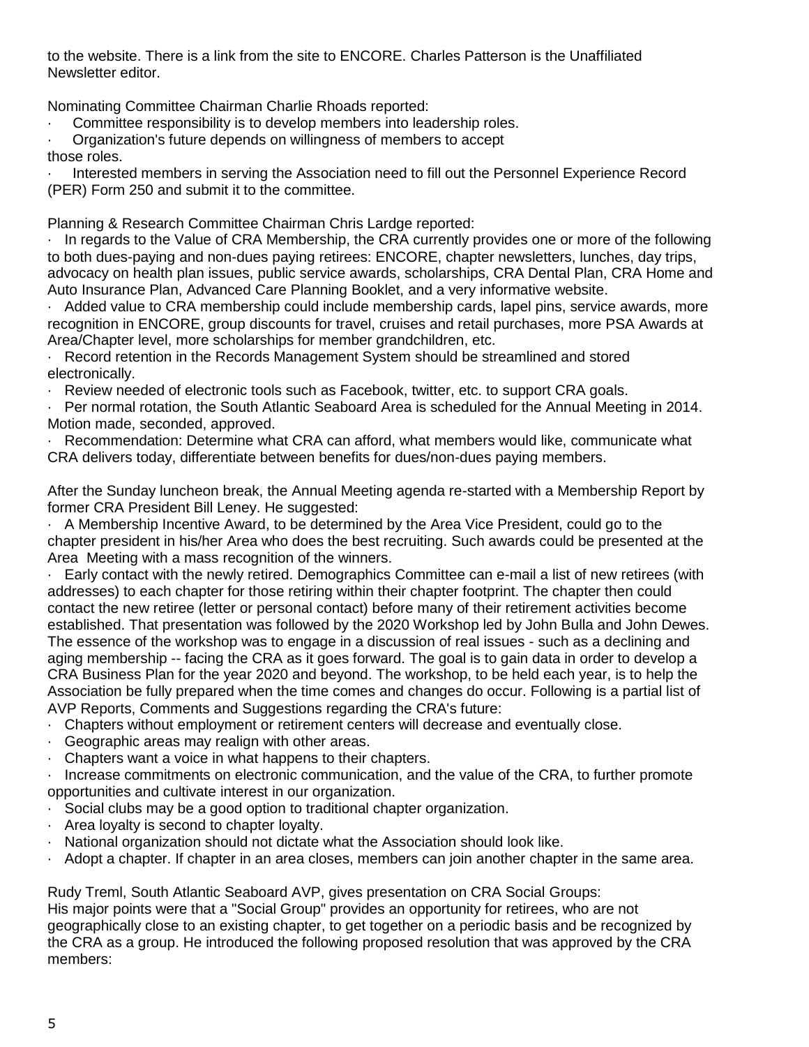to the website. There is a link from the site to ENCORE. Charles Patterson is the Unaffiliated Newsletter editor.

Nominating Committee Chairman Charlie Rhoads reported:

- Committee responsibility is to develop members into leadership roles.
- Organization's future depends on willingness of members to accept those roles.
- Interested members in serving the Association need to fill out the Personnel Experience Record (PER) Form 250 and submit it to the committee.

Planning & Research Committee Chairman Chris Lardge reported:

- In regards to the Value of CRA Membership, the CRA currently provides one or more of the following to both dues-paying and non-dues paying retirees: ENCORE, chapter newsletters, lunches, day trips, advocacy on health plan issues, public service awards, scholarships, CRA Dental Plan, CRA Home and Auto Insurance Plan, Advanced Care Planning Booklet, and a very informative website.
- Added value to CRA membership could include membership cards, lapel pins, service awards, more recognition in ENCORE, group discounts for travel, cruises and retail purchases, more PSA Awards at Area/Chapter level, more scholarships for member grandchildren, etc.
- Record retention in the Records Management System should be streamlined and stored electronically.
- Review needed of electronic tools such as Facebook, twitter, etc. to support CRA goals.
- Per normal rotation, the South Atlantic Seaboard Area is scheduled for the Annual Meeting in 2014. Motion made, seconded, approved.
- Recommendation: Determine what CRA can afford, what members would like, communicate what CRA delivers today, differentiate between benefits for dues/non-dues paying members.

After the Sunday luncheon break, the Annual Meeting agenda re-started with a Membership Report by former CRA President Bill Leney. He suggested:

- A Membership Incentive Award, to be determined by the Area Vice President, could go to the chapter president in his/her Area who does the best recruiting. Such awards could be presented at the Area Meeting with a mass recognition of the winners.
- Early contact with the newly retired. Demographics Committee can e-mail a list of new retirees (with addresses) to each chapter for those retiring within their chapter footprint. The chapter then could contact the new retiree (letter or personal contact) before many of their retirement activities become established. That presentation was followed by the 2020 Workshop led by John Bulla and John Dewes. The essence of the workshop was to engage in a discussion of real issues - such as a declining and aging membership -- facing the CRA as it goes forward. The goal is to gain data in order to develop a CRA Business Plan for the year 2020 and beyond. The workshop, to be held each year, is to help the Association be fully prepared when the time comes and changes do occur. Following is a partial list of AVP Reports, Comments and Suggestions regarding the CRA's future:
- Chapters without employment or retirement centers will decrease and eventually close.
- Geographic areas may realign with other areas.
- Chapters want a voice in what happens to their chapters.
- Increase commitments on electronic communication, and the value of the CRA, to further promote opportunities and cultivate interest in our organization.
- Social clubs may be a good option to traditional chapter organization.
- Area loyalty is second to chapter loyalty.
- National organization should not dictate what the Association should look like.
- Adopt a chapter. If chapter in an area closes, members can join another chapter in the same area.

Rudy Treml, South Atlantic Seaboard AVP, gives presentation on CRA Social Groups:
His major points were that a "Social Group" provides an opportunity for retirees, who are not geographically close to an existing chapter, to get together on a periodic basis and be recognized by the CRA as a group. He introduced the following proposed resolution that was approved by the CRA members: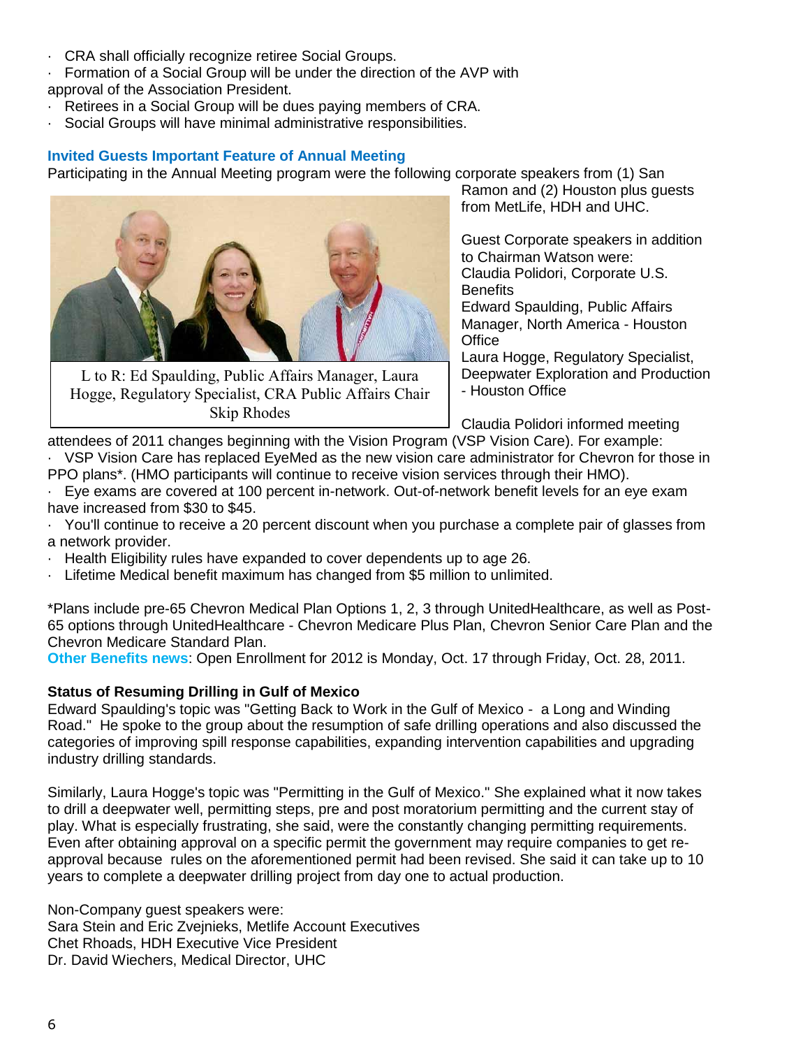- CRA shall officially recognize retiree Social Groups.
- Formation of a Social Group will be under the direction of the AVP with approval of the Association President.
- Retirees in a Social Group will be dues paying members of CRA.
- Social Groups will have minimal administrative responsibilities.

### Invited Guests Important Feature of Annual Meeting

Participating in the Annual Meeting program were the following corporate speakers from (1) San Ramon and (2) Houston plus guests from MetLife, HDH and UHC.

L to R: Ed Spaulding, Public Affairs Manager, Laura Hogge, Regulatory Specialist, CRA Public Affairs Chair Skip Rhodes

Guest Corporate speakers in addition to Chairman Watson were:
Claudia Polidori, Corporate U.S. Benefits
Edward Spaulding, Public Affairs Manager, North America - Houston Office
Laura Hogge, Regulatory Specialist, Deepwater Exploration and Production - Houston Office

Claudia Polidori informed meeting attendees of 2011 changes beginning with the Vision Program (VSP Vision Care). For example:

- VSP Vision Care has replaced EyeMed as the new vision care administrator for Chevron for those in PPO plans*. (HMO participants will continue to receive vision services through their HMO).
- Eye exams are covered at 100 percent in-network. Out-of-network benefit levels for an eye exam have increased from $30 to $45.
- You'll continue to receive a 20 percent discount when you purchase a complete pair of glasses from a network provider.
- Health Eligibility rules have expanded to cover dependents up to age 26.
- Lifetime Medical benefit maximum has changed from $5 million to unlimited.

*Plans include pre-65 Chevron Medical Plan Options 1, 2, 3 through UnitedHealthcare, as well as Post-65 options through UnitedHealthcare - Chevron Medicare Plus Plan, Chevron Senior Care Plan and the Chevron Medicare Standard Plan.

**Other Benefits news**: Open Enrollment for 2012 is Monday, Oct. 17 through Friday, Oct. 28, 2011.

### Status of Resuming Drilling in Gulf of Mexico

Edward Spaulding's topic was "Getting Back to Work in the Gulf of Mexico - a Long and Winding Road." He spoke to the group about the resumption of safe drilling operations and also discussed the categories of improving spill response capabilities, expanding intervention capabilities and upgrading industry drilling standards.

Similarly, Laura Hogge's topic was "Permitting in the Gulf of Mexico." She explained what it now takes to drill a deepwater well, permitting steps, pre and post moratorium permitting and the current stay of play. What is especially frustrating, she said, were the constantly changing permitting requirements. Even after obtaining approval on a specific permit the government may require companies to get re-approval because rules on the aforementioned permit had been revised. She said it can take up to 10 years to complete a deepwater drilling project from day one to actual production.

Non-Company guest speakers were:
Sara Stein and Eric Zvejnieks, Metlife Account Executives
Chet Rhoads, HDH Executive Vice President
Dr. David Wiechers, Medical Director, UHC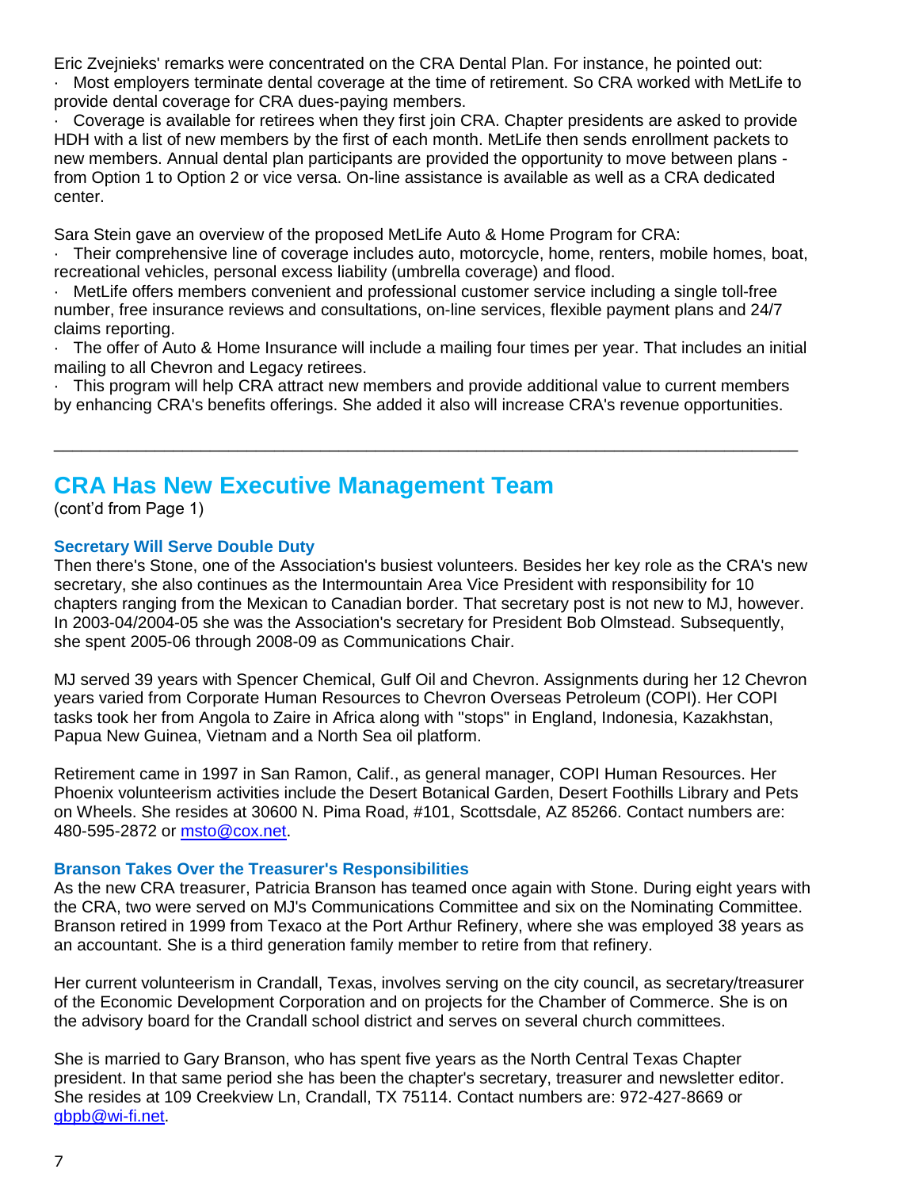Eric Zvejnieks' remarks were concentrated on the CRA Dental Plan. For instance, he pointed out:

· Most employers terminate dental coverage at the time of retirement. So CRA worked with MetLife to provide dental coverage for CRA dues-paying members.

· Coverage is available for retirees when they first join CRA. Chapter presidents are asked to provide HDH with a list of new members by the first of each month. MetLife then sends enrollment packets to new members. Annual dental plan participants are provided the opportunity to move between plans - from Option 1 to Option 2 or vice versa. On-line assistance is available as well as a CRA dedicated center.

Sara Stein gave an overview of the proposed MetLife Auto & Home Program for CRA:

· Their comprehensive line of coverage includes auto, motorcycle, home, renters, mobile homes, boat, recreational vehicles, personal excess liability (umbrella coverage) and flood.

· MetLife offers members convenient and professional customer service including a single toll-free number, free insurance reviews and consultations, on-line services, flexible payment plans and 24/7 claims reporting.

· The offer of Auto & Home Insurance will include a mailing four times per year. That includes an initial mailing to all Chevron and Legacy retirees.

· This program will help CRA attract new members and provide additional value to current members by enhancing CRA's benefits offerings. She added it also will increase CRA's revenue opportunities.

---

## CRA Has New Executive Management Team

(cont'd from Page 1)

### Secretary Will Serve Double Duty

Then there's Stone, one of the Association's busiest volunteers. Besides her key role as the CRA's new secretary, she also continues as the Intermountain Area Vice President with responsibility for 10 chapters ranging from the Mexican to Canadian border. That secretary post is not new to MJ, however. In 2003-04/2004-05 she was the Association's secretary for President Bob Olmstead. Subsequently, she spent 2005-06 through 2008-09 as Communications Chair.

MJ served 39 years with Spencer Chemical, Gulf Oil and Chevron. Assignments during her 12 Chevron years varied from Corporate Human Resources to Chevron Overseas Petroleum (COPI). Her COPI tasks took her from Angola to Zaire in Africa along with "stops" in England, Indonesia, Kazakhstan, Papua New Guinea, Vietnam and a North Sea oil platform.

Retirement came in 1997 in San Ramon, Calif., as general manager, COPI Human Resources. Her Phoenix volunteerism activities include the Desert Botanical Garden, Desert Foothills Library and Pets on Wheels. She resides at 30600 N. Pima Road, #101, Scottsdale, AZ 85266. Contact numbers are: 480-595-2872 or msto@cox.net.

### Branson Takes Over the Treasurer's Responsibilities

As the new CRA treasurer, Patricia Branson has teamed once again with Stone. During eight years with the CRA, two were served on MJ's Communications Committee and six on the Nominating Committee. Branson retired in 1999 from Texaco at the Port Arthur Refinery, where she was employed 38 years as an accountant. She is a third generation family member to retire from that refinery.

Her current volunteerism in Crandall, Texas, involves serving on the city council, as secretary/treasurer of the Economic Development Corporation and on projects for the Chamber of Commerce. She is on the advisory board for the Crandall school district and serves on several church committees.

She is married to Gary Branson, who has spent five years as the North Central Texas Chapter president. In that same period she has been the chapter's secretary, treasurer and newsletter editor. She resides at 109 Creekview Ln, Crandall, TX 75114. Contact numbers are: 972-427-8669 or gbpb@wi-fi.net.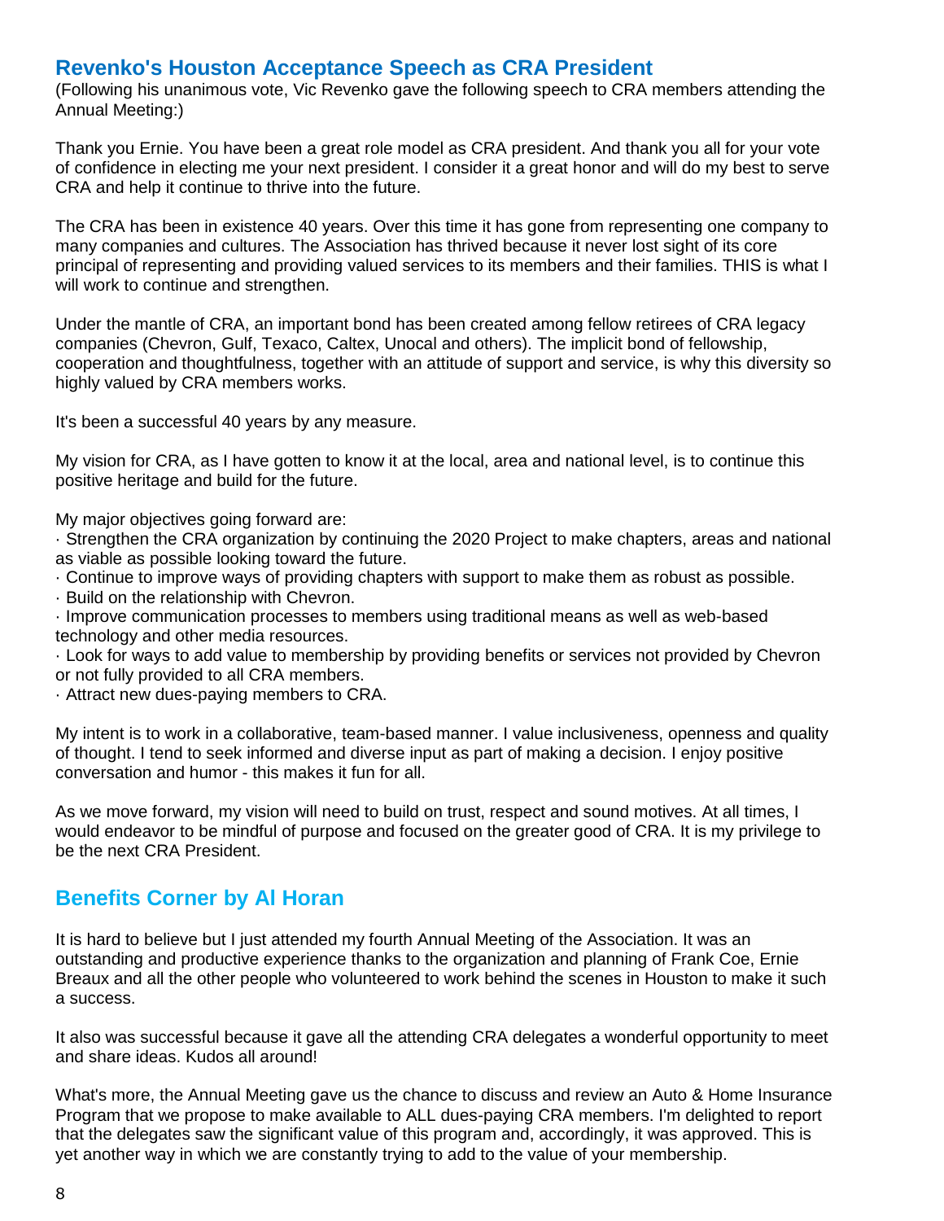## Revenko's Houston Acceptance Speech as CRA President

(Following his unanimous vote, Vic Revenko gave the following speech to CRA members attending the Annual Meeting:)

Thank you Ernie. You have been a great role model as CRA president. And thank you all for your vote of confidence in electing me your next president. I consider it a great honor and will do my best to serve CRA and help it continue to thrive into the future.

The CRA has been in existence 40 years. Over this time it has gone from representing one company to many companies and cultures. The Association has thrived because it never lost sight of its core principal of representing and providing valued services to its members and their families. THIS is what I will work to continue and strengthen.

Under the mantle of CRA, an important bond has been created among fellow retirees of CRA legacy companies (Chevron, Gulf, Texaco, Caltex, Unocal and others). The implicit bond of fellowship, cooperation and thoughtfulness, together with an attitude of support and service, is why this diversity so highly valued by CRA members works.

It's been a successful 40 years by any measure.

My vision for CRA, as I have gotten to know it at the local, area and national level, is to continue this positive heritage and build for the future.

My major objectives going forward are:

· Strengthen the CRA organization by continuing the 2020 Project to make chapters, areas and national as viable as possible looking toward the future.
· Continue to improve ways of providing chapters with support to make them as robust as possible.
· Build on the relationship with Chevron.
· Improve communication processes to members using traditional means as well as web-based technology and other media resources.
· Look for ways to add value to membership by providing benefits or services not provided by Chevron or not fully provided to all CRA members.
· Attract new dues-paying members to CRA.

My intent is to work in a collaborative, team-based manner. I value inclusiveness, openness and quality of thought. I tend to seek informed and diverse input as part of making a decision. I enjoy positive conversation and humor - this makes it fun for all.

As we move forward, my vision will need to build on trust, respect and sound motives. At all times, I would endeavor to be mindful of purpose and focused on the greater good of CRA. It is my privilege to be the next CRA President.

## Benefits Corner by Al Horan

It is hard to believe but I just attended my fourth Annual Meeting of the Association. It was an outstanding and productive experience thanks to the organization and planning of Frank Coe, Ernie Breaux and all the other people who volunteered to work behind the scenes in Houston to make it such a success.

It also was successful because it gave all the attending CRA delegates a wonderful opportunity to meet and share ideas. Kudos all around!

What's more, the Annual Meeting gave us the chance to discuss and review an Auto & Home Insurance Program that we propose to make available to ALL dues-paying CRA members. I'm delighted to report that the delegates saw the significant value of this program and, accordingly, it was approved. This is yet another way in which we are constantly trying to add to the value of your membership.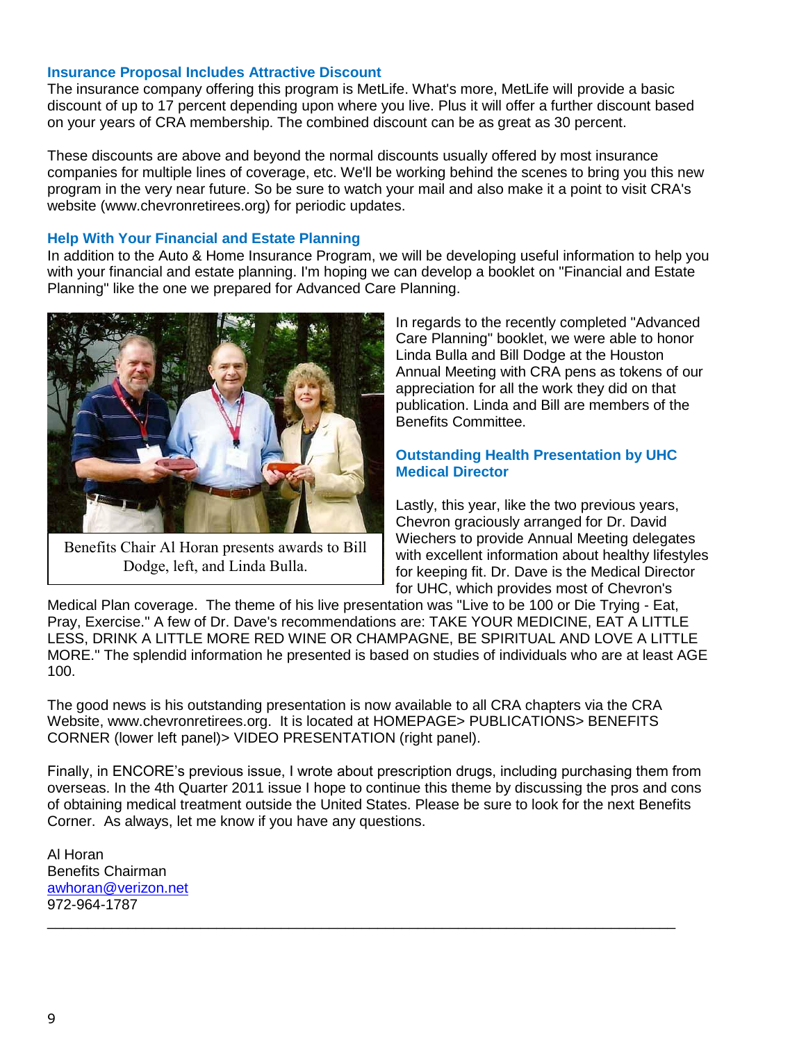### Insurance Proposal Includes Attractive Discount

The insurance company offering this program is MetLife. What's more, MetLife will provide a basic discount of up to 17 percent depending upon where you live. Plus it will offer a further discount based on your years of CRA membership. The combined discount can be as great as 30 percent.

These discounts are above and beyond the normal discounts usually offered by most insurance companies for multiple lines of coverage, etc. We'll be working behind the scenes to bring you this new program in the very near future. So be sure to watch your mail and also make it a point to visit CRA's website (www.chevronretirees.org) for periodic updates.

### Help With Your Financial and Estate Planning

In addition to the Auto & Home Insurance Program, we will be developing useful information to help you with your financial and estate planning. I'm hoping we can develop a booklet on "Financial and Estate Planning" like the one we prepared for Advanced Care Planning.

Benefits Chair Al Horan presents awards to Bill Dodge, left, and Linda Bulla.

In regards to the recently completed "Advanced Care Planning" booklet, we were able to honor Linda Bulla and Bill Dodge at the Houston Annual Meeting with CRA pens as tokens of our appreciation for all the work they did on that publication. Linda and Bill are members of the Benefits Committee.

### Outstanding Health Presentation by UHC Medical Director

Lastly, this year, like the two previous years, Chevron graciously arranged for Dr. David Wiechers to provide Annual Meeting delegates with excellent information about healthy lifestyles for keeping fit. Dr. Dave is the Medical Director for UHC, which provides most of Chevron's Medical Plan coverage. The theme of his live presentation was "Live to be 100 or Die Trying - Eat, Pray, Exercise." A few of Dr. Dave's recommendations are: TAKE YOUR MEDICINE, EAT A LITTLE LESS, DRINK A LITTLE MORE RED WINE OR CHAMPAGNE, BE SPIRITUAL AND LOVE A LITTLE MORE." The splendid information he presented is based on studies of individuals who are at least AGE 100.

The good news is his outstanding presentation is now available to all CRA chapters via the CRA Website, www.chevronretirees.org. It is located at HOMEPAGE> PUBLICATIONS> BENEFITS CORNER (lower left panel)> VIDEO PRESENTATION (right panel).

Finally, in ENCORE's previous issue, I wrote about prescription drugs, including purchasing them from overseas. In the 4th Quarter 2011 issue I hope to continue this theme by discussing the pros and cons of obtaining medical treatment outside the United States. Please be sure to look for the next Benefits Corner. As always, let me know if you have any questions.

Al Horan
Benefits Chairman
awhoran@verizon.net
972-964-1787

---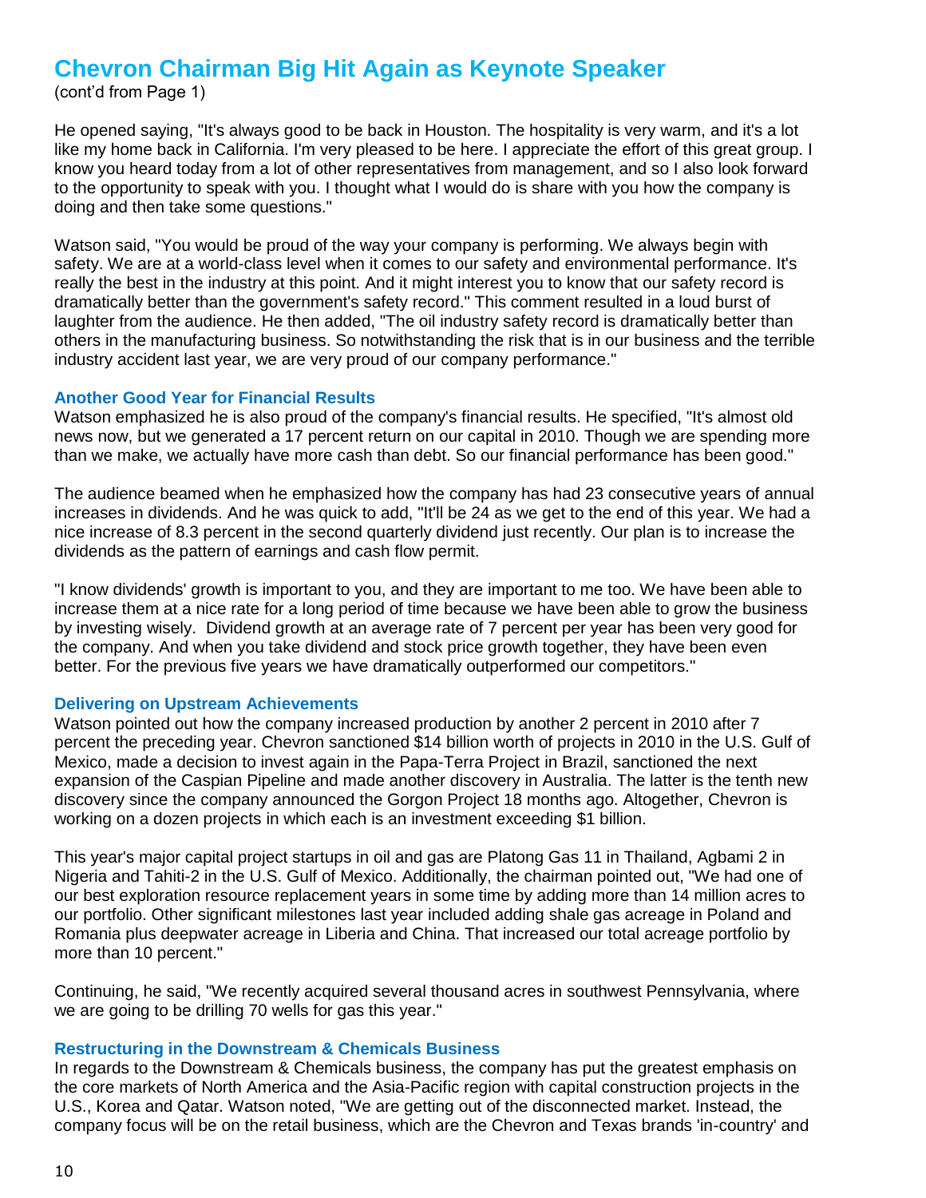# Chevron Chairman Big Hit Again as Keynote Speaker

(cont'd from Page 1)

He opened saying, "It's always good to be back in Houston. The hospitality is very warm, and it's a lot like my home back in California. I'm very pleased to be here. I appreciate the effort of this great group. I know you heard today from a lot of other representatives from management, and so I also look forward to the opportunity to speak with you. I thought what I would do is share with you how the company is doing and then take some questions."

Watson said, "You would be proud of the way your company is performing. We always begin with safety. We are at a world-class level when it comes to our safety and environmental performance. It's really the best in the industry at this point. And it might interest you to know that our safety record is dramatically better than the government's safety record." This comment resulted in a loud burst of laughter from the audience. He then added, "The oil industry safety record is dramatically better than others in the manufacturing business. So notwithstanding the risk that is in our business and the terrible industry accident last year, we are very proud of our company performance."

### Another Good Year for Financial Results

Watson emphasized he is also proud of the company's financial results. He specified, "It's almost old news now, but we generated a 17 percent return on our capital in 2010. Though we are spending more than we make, we actually have more cash than debt. So our financial performance has been good."

The audience beamed when he emphasized how the company has had 23 consecutive years of annual increases in dividends. And he was quick to add, "It'll be 24 as we get to the end of this year. We had a nice increase of 8.3 percent in the second quarterly dividend just recently. Our plan is to increase the dividends as the pattern of earnings and cash flow permit.

"I know dividends' growth is important to you, and they are important to me too. We have been able to increase them at a nice rate for a long period of time because we have been able to grow the business by investing wisely. Dividend growth at an average rate of 7 percent per year has been very good for the company. And when you take dividend and stock price growth together, they have been even better. For the previous five years we have dramatically outperformed our competitors."

### Delivering on Upstream Achievements

Watson pointed out how the company increased production by another 2 percent in 2010 after 7 percent the preceding year. Chevron sanctioned $14 billion worth of projects in 2010 in the U.S. Gulf of Mexico, made a decision to invest again in the Papa-Terra Project in Brazil, sanctioned the next expansion of the Caspian Pipeline and made another discovery in Australia. The latter is the tenth new discovery since the company announced the Gorgon Project 18 months ago. Altogether, Chevron is working on a dozen projects in which each is an investment exceeding $1 billion.

This year's major capital project startups in oil and gas are Platong Gas 11 in Thailand, Agbami 2 in Nigeria and Tahiti-2 in the U.S. Gulf of Mexico. Additionally, the chairman pointed out, "We had one of our best exploration resource replacement years in some time by adding more than 14 million acres to our portfolio. Other significant milestones last year included adding shale gas acreage in Poland and Romania plus deepwater acreage in Liberia and China. That increased our total acreage portfolio by more than 10 percent."

Continuing, he said, "We recently acquired several thousand acres in southwest Pennsylvania, where we are going to be drilling 70 wells for gas this year."

### Restructuring in the Downstream & Chemicals Business

In regards to the Downstream & Chemicals business, the company has put the greatest emphasis on the core markets of North America and the Asia-Pacific region with capital construction projects in the U.S., Korea and Qatar. Watson noted, "We are getting out of the disconnected market. Instead, the company focus will be on the retail business, which are the Chevron and Texas brands 'in-country' and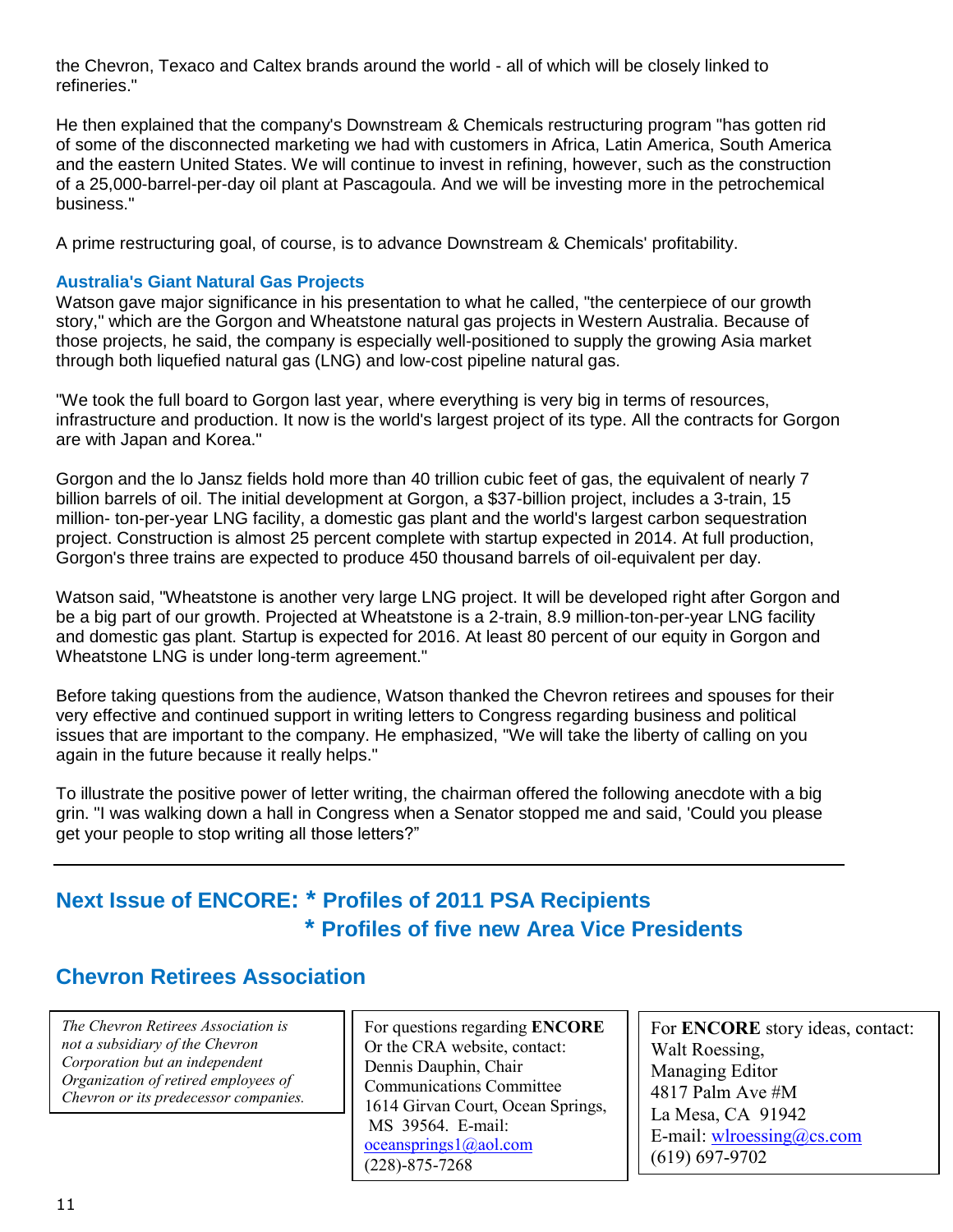the Chevron, Texaco and Caltex brands around the world - all of which will be closely linked to refineries."

He then explained that the company's Downstream & Chemicals restructuring program "has gotten rid of some of the disconnected marketing we had with customers in Africa, Latin America, South America and the eastern United States. We will continue to invest in refining, however, such as the construction of a 25,000-barrel-per-day oil plant at Pascagoula. And we will be investing more in the petrochemical business."

A prime restructuring goal, of course, is to advance Downstream & Chemicals' profitability.

### Australia's Giant Natural Gas Projects

Watson gave major significance in his presentation to what he called, "the centerpiece of our growth story," which are the Gorgon and Wheatstone natural gas projects in Western Australia. Because of those projects, he said, the company is especially well-positioned to supply the growing Asia market through both liquefied natural gas (LNG) and low-cost pipeline natural gas.

"We took the full board to Gorgon last year, where everything is very big in terms of resources, infrastructure and production. It now is the world's largest project of its type. All the contracts for Gorgon are with Japan and Korea."

Gorgon and the lo Jansz fields hold more than 40 trillion cubic feet of gas, the equivalent of nearly 7 billion barrels of oil. The initial development at Gorgon, a $37-billion project, includes a 3-train, 15 million- ton-per-year LNG facility, a domestic gas plant and the world's largest carbon sequestration project. Construction is almost 25 percent complete with startup expected in 2014. At full production, Gorgon's three trains are expected to produce 450 thousand barrels of oil-equivalent per day.

Watson said, "Wheatstone is another very large LNG project. It will be developed right after Gorgon and be a big part of our growth. Projected at Wheatstone is a 2-train, 8.9 million-ton-per-year LNG facility and domestic gas plant. Startup is expected for 2016. At least 80 percent of our equity in Gorgon and Wheatstone LNG is under long-term agreement."

Before taking questions from the audience, Watson thanked the Chevron retirees and spouses for their very effective and continued support in writing letters to Congress regarding business and political issues that are important to the company. He emphasized, "We will take the liberty of calling on you again in the future because it really helps."

To illustrate the positive power of letter writing, the chairman offered the following anecdote with a big grin. "I was walking down a hall in Congress when a Senator stopped me and said, 'Could you please get your people to stop writing all those letters?"

---

## Next Issue of ENCORE: * Profiles of 2011 PSA Recipients
## * Profiles of five new Area Vice Presidents

## Chevron Retirees Association

*The Chevron Retirees Association is not a subsidiary of the Chevron Corporation but an independent Organization of retired employees of Chevron or its predecessor companies.*

For questions regarding **ENCORE** Or the CRA website, contact:
Dennis Dauphin, Chair
Communications Committee
1614 Girvan Court, Ocean Springs, MS 39564. E-mail: oceansprings1@aol.com
(228)-875-7268

For **ENCORE** story ideas, contact:
Walt Roessing,
Managing Editor
4817 Palm Ave #M
La Mesa, CA 91942
E-mail: wlroessing@cs.com
(619) 697-9702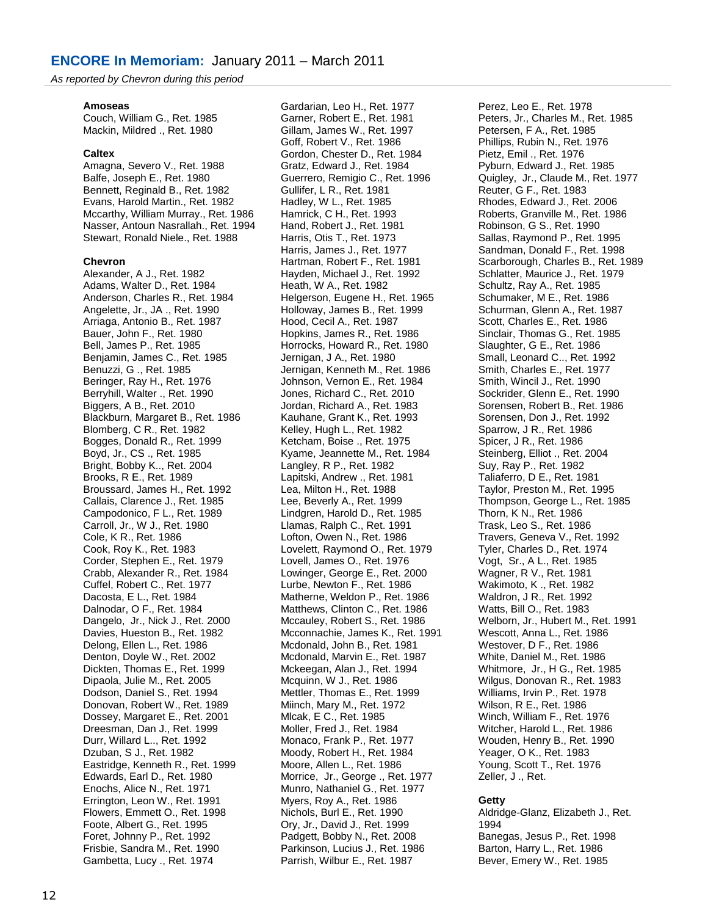## ENCORE In Memoriam: January 2011 – March 2011

*As reported by Chevron during this period*

**Amoseas**

Couch, William G., Ret. 1985
Mackin, Mildred ., Ret. 1980

**Caltex**

Amagna, Severo V., Ret. 1988
Balfe, Joseph E., Ret. 1980
Bennett, Reginald B., Ret. 1982
Evans, Harold Martin., Ret. 1982
Mccarthy, William Murray., Ret. 1986
Nasser, Antoun Nasrallah., Ret. 1994
Stewart, Ronald Niele., Ret. 1988

**Chevron**

Alexander, A J., Ret. 1982
Adams, Walter D., Ret. 1984
Anderson, Charles R., Ret. 1984
Angelette, Jr., JA ., Ret. 1990
Arriaga, Antonio B., Ret. 1987
Bauer, John F., Ret. 1980
Bell, James P., Ret. 1985
Benjamin, James C., Ret. 1985
Benuzzi, G ., Ret. 1985
Beringer, Ray H., Ret. 1976
Berryhill, Walter ., Ret. 1990
Biggers, A B., Ret. 2010
Blackburn, Margaret B., Ret. 1986
Blomberg, C R., Ret. 1982
Bogges, Donald R., Ret. 1999
Boyd, Jr., CS ., Ret. 1985
Bright, Bobby K.., Ret. 2004
Brooks, R E., Ret. 1989
Broussard, James H., Ret. 1992
Callais, Clarence J., Ret. 1985
Campodonico, F L., Ret. 1989
Carroll, Jr., W J., Ret. 1980
Cole, K R., Ret. 1986
Cook, Roy K., Ret. 1983
Corder, Stephen E., Ret. 1979
Crabb, Alexander R., Ret. 1984
Cuffel, Robert C., Ret. 1977
Dacosta, E L., Ret. 1984
Dalnodar, O F., Ret. 1984
Dangelo, Jr., Nick J., Ret. 2000
Davies, Hueston B., Ret. 1982
Delong, Ellen L., Ret. 1986
Denton, Doyle W., Ret. 2002
Dickten, Thomas E., Ret. 1999
Dipaola, Julie M., Ret. 2005
Dodson, Daniel S., Ret. 1994
Donovan, Robert W., Ret. 1989
Dossey, Margaret E., Ret. 2001
Dreesman, Dan J., Ret. 1999
Durr, Willard L.., Ret. 1992
Dzuban, S J., Ret. 1982
Eastridge, Kenneth R., Ret. 1999
Edwards, Earl D., Ret. 1980
Enochs, Alice N., Ret. 1971
Errington, Leon W., Ret. 1991
Flowers, Emmett O., Ret. 1998
Foote, Albert G., Ret. 1995
Foret, Johnny P., Ret. 1992
Frisbie, Sandra M., Ret. 1990
Gambetta, Lucy ., Ret. 1974
Gardarian, Leo H., Ret. 1977
Garner, Robert E., Ret. 1981
Gillam, James W., Ret. 1997
Goff, Robert V., Ret. 1986
Gordon, Chester D., Ret. 1984
Gratz, Edward J., Ret. 1984
Guerrero, Remigio C., Ret. 1996
Gullifer, L R., Ret. 1981
Hadley, W L., Ret. 1985
Hamrick, C H., Ret. 1993
Hand, Robert J., Ret. 1981
Harris, Otis T., Ret. 1973
Harris, James J., Ret. 1977
Hartman, Robert F., Ret. 1981
Hayden, Michael J., Ret. 1992
Heath, W A., Ret. 1982
Helgerson, Eugene H., Ret. 1965
Holloway, James B., Ret. 1999
Hood, Cecil A., Ret. 1987
Hopkins, James R., Ret. 1986
Horrocks, Howard R., Ret. 1980
Jernigan, J A., Ret. 1980
Jernigan, Kenneth M., Ret. 1986
Johnson, Vernon E., Ret. 1984
Jones, Richard C., Ret. 2010
Jordan, Richard A., Ret. 1983
Kauhane, Grant K., Ret. 1993
Kelley, Hugh L., Ret. 1982
Ketcham, Boise ., Ret. 1975
Kyame, Jeannette M., Ret. 1984
Langley, R P., Ret. 1982
Lapitski, Andrew ., Ret. 1981
Lea, Milton H., Ret. 1988
Lee, Beverly A., Ret. 1999
Lindgren, Harold D., Ret. 1985
Llamas, Ralph C., Ret. 1991
Lofton, Owen N., Ret. 1986
Lovelett, Raymond O., Ret. 1979
Lovell, James O., Ret. 1976
Lowinger, George E., Ret. 2000
Lurbe, Newton F., Ret. 1986
Matherne, Weldon P., Ret. 1986
Matthews, Clinton C., Ret. 1986
Mccauley, Robert S., Ret. 1986
Mcconnachie, James K., Ret. 1991
Mcdonald, John B., Ret. 1981
Mcdonald, Marvin E., Ret. 1987
Mckeegan, Alan J., Ret. 1994
Mcquinn, W J., Ret. 1986
Mettler, Thomas E., Ret. 1999
Miinch, Mary M., Ret. 1972
Mlcak, E C., Ret. 1985
Moller, Fred J., Ret. 1984
Monaco, Frank P., Ret. 1977
Moody, Robert H., Ret. 1984
Moore, Allen L., Ret. 1986
Morrice, Jr., George ., Ret. 1977
Munro, Nathaniel G., Ret. 1977
Myers, Roy A., Ret. 1986
Nichols, Burl E., Ret. 1990
Ory, Jr., David J., Ret. 1999
Padgett, Bobby N., Ret. 2008
Parkinson, Lucius J., Ret. 1986
Parrish, Wilbur E., Ret. 1987
Perez, Leo E., Ret. 1978
Peters, Jr., Charles M., Ret. 1985
Petersen, F A., Ret. 1985
Phillips, Rubin N., Ret. 1976
Pietz, Emil ., Ret. 1976
Pyburn, Edward J., Ret. 1985
Quigley, Jr., Claude M., Ret. 1977
Reuter, G F., Ret. 1983
Rhodes, Edward J., Ret. 2006
Roberts, Granville M., Ret. 1986
Robinson, G S., Ret. 1990
Sallas, Raymond P., Ret. 1995
Sandman, Donald F., Ret. 1998
Scarborough, Charles B., Ret. 1989
Schlatter, Maurice J., Ret. 1979
Schultz, Ray A., Ret. 1985
Schumaker, M E., Ret. 1986
Schurman, Glenn A., Ret. 1987
Scott, Charles E., Ret. 1986
Sinclair, Thomas G., Ret. 1985
Slaughter, G E., Ret. 1986
Small, Leonard C.., Ret. 1992
Smith, Charles E., Ret. 1977
Smith, Wincil J., Ret. 1990
Sockrider, Glenn E., Ret. 1990
Sorensen, Robert B., Ret. 1986
Sorensen, Don J., Ret. 1992
Sparrow, J R., Ret. 1986
Spicer, J R., Ret. 1986
Steinberg, Elliot ., Ret. 2004
Suy, Ray P., Ret. 1982
Taliaferro, D E., Ret. 1981
Taylor, Preston M., Ret. 1995
Thompson, George L., Ret. 1985
Thorn, K N., Ret. 1986
Trask, Leo S., Ret. 1986
Travers, Geneva V., Ret. 1992
Tyler, Charles D., Ret. 1974
Vogt, Sr., A L., Ret. 1985
Wagner, R V., Ret. 1981
Wakimoto, K ., Ret. 1982
Waldron, J R., Ret. 1992
Watts, Bill O., Ret. 1983
Welborn, Jr., Hubert M., Ret. 1991
Wescott, Anna L., Ret. 1986
Westover, D F., Ret. 1986
White, Daniel M., Ret. 1986
Whitmore, Jr., H G., Ret. 1985
Wilgus, Donovan R., Ret. 1983
Williams, Irvin P., Ret. 1978
Wilson, R E., Ret. 1986
Winch, William F., Ret. 1976
Witcher, Harold L., Ret. 1986
Wouden, Henry B., Ret. 1990
Yeager, O K., Ret. 1983
Young, Scott T., Ret. 1976
Zeller, J ., Ret.

**Getty**

Aldridge-Glanz, Elizabeth J., Ret. 1994
Banegas, Jesus P., Ret. 1998
Barton, Harry L., Ret. 1986
Bever, Emery W., Ret. 1985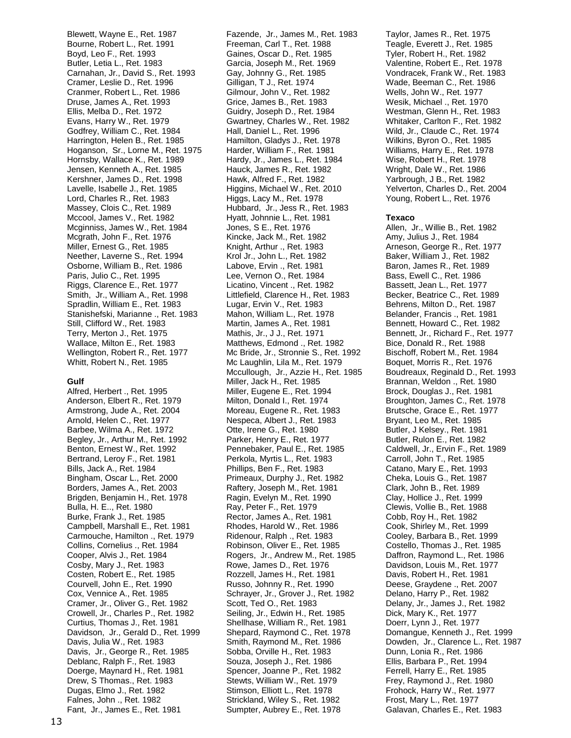Blewett, Wayne E., Ret. 1987
Bourne, Robert L., Ret. 1991
Boyd, Leo F., Ret. 1993
Butler, Letia L., Ret. 1983
Carnahan, Jr., David S., Ret. 1993
Cramer, Leslie D., Ret. 1996
Cranmer, Robert L., Ret. 1986
Druse, James A., Ret. 1993
Ellis, Melba D., Ret. 1972
Evans, Harry W., Ret. 1979
Godfrey, William C., Ret. 1984
Harrington, Helen B., Ret. 1985
Hoganson, Sr., Lorne M., Ret. 1975
Hornsby, Wallace K., Ret. 1989
Jensen, Kenneth A., Ret. 1985
Kershner, James D., Ret. 1998
Lavelle, Isabelle J., Ret. 1985
Lord, Charles R., Ret. 1983
Massey, Clois C., Ret. 1989
Mccool, James V., Ret. 1982
Mcginniss, James W., Ret. 1984
Mcgrath, John F., Ret. 1976
Miller, Ernest G., Ret. 1985
Neether, Laverne S., Ret. 1994
Osborne, William B., Ret. 1986
Paris, Julio C., Ret. 1995
Riggs, Clarence E., Ret. 1977
Smith, Jr., William A., Ret. 1998
Spradlin, William E., Ret. 1983
Stanishefski, Marianne ., Ret. 1983
Still, Clifford W., Ret. 1983
Terry, Merton J., Ret. 1975
Wallace, Milton E., Ret. 1983
Wellington, Robert R., Ret. 1977
Whitt, Robert N., Ret. 1985

**Gulf**

Alfred, Herbert ., Ret. 1995
Anderson, Elbert R., Ret. 1979
Armstrong, Jude A., Ret. 2004
Arnold, Helen C., Ret. 1977
Barbee, Wilma A., Ret. 1972
Begley, Jr., Arthur M., Ret. 1992
Benton, Ernest W., Ret. 1992
Bertrand, Leroy F., Ret. 1981
Bills, Jack A., Ret. 1984
Bingham, Oscar L., Ret. 2000
Borders, James A., Ret. 2003
Brigden, Benjamin H., Ret. 1978
Bulla, H. E.., Ret. 1980
Burke, Frank J., Ret. 1985
Campbell, Marshall E., Ret. 1981
Carmouche, Hamilton ., Ret. 1979
Collins, Cornelius ., Ret. 1984
Cooper, Alvis J., Ret. 1984
Cosby, Mary J., Ret. 1983
Costen, Robert E., Ret. 1985
Courvell, John E., Ret. 1990
Cox, Vennice A., Ret. 1985
Cramer, Jr., Oliver G., Ret. 1982
Crowell, Jr., Charles P., Ret. 1982
Curtius, Thomas J., Ret. 1981
Davidson, Jr., Gerald D., Ret. 1999
Davis, Julia W., Ret. 1983
Davis, Jr., George R., Ret. 1985
Deblanc, Ralph F., Ret. 1983
Doerge, Maynard H., Ret. 1981
Drew, S Thomas., Ret. 1983
Dugas, Elmo J., Ret. 1982
Falnes, John ., Ret. 1982
Fant, Jr., James E., Ret. 1981
Fazende, Jr., James M., Ret. 1983
Freeman, Carl T., Ret. 1988
Gaines, Oscar D., Ret. 1985
Garcia, Joseph M., Ret. 1969
Gay, Johnny G., Ret. 1985
Gilligan, T J., Ret. 1974
Gilmour, John V., Ret. 1982
Grice, James B., Ret. 1983
Guidry, Joseph D., Ret. 1984
Gwartney, Charles W., Ret. 1982
Hall, Daniel L., Ret. 1996
Hamilton, Gladys J., Ret. 1978
Harder, William F., Ret. 1981
Hardy, Jr., James L., Ret. 1984
Hauck, James R., Ret. 1982
Hawk, Alfred F., Ret. 1982
Higgins, Michael W., Ret. 2010
Higgs, Lacy M., Ret. 1978
Hubbard, Jr., Jess R., Ret. 1983
Hyatt, Johnnie L., Ret. 1981
Jones, S E., Ret. 1976
Kincke, Jack M., Ret. 1982
Knight, Arthur ., Ret. 1983
Krol Jr., John L., Ret. 1982
Labove, Ervin ., Ret. 1981
Lee, Vernon O., Ret. 1984
Licatino, Vincent ., Ret. 1982
Littlefield, Clarence H., Ret. 1983
Lugar, Ervin V., Ret. 1983
Mahon, William L., Ret. 1978
Martin, James A., Ret. 1981
Mathis, Jr., J J., Ret. 1971
Matthews, Edmond ., Ret. 1982
Mc Bride, Jr., Stronnie S., Ret. 1992
Mc Laughlin, Lila M., Ret. 1979
Mccullough, Jr., Azzie H., Ret. 1985
Miller, Jack H., Ret. 1985
Miller, Eugene E., Ret. 1994
Milton, Donald I., Ret. 1974
Moreau, Eugene R., Ret. 1983
Nespeca, Albert J., Ret. 1983
Otte, Irene G., Ret. 1980
Parker, Henry E., Ret. 1977
Pennebaker, Paul E., Ret. 1985
Perkola, Myrtis L., Ret. 1983
Phillips, Ben F., Ret. 1983
Primeaux, Durphy J., Ret. 1982
Raftery, Joseph M., Ret. 1981
Ragin, Evelyn M., Ret. 1990
Ray, Peter F., Ret. 1979
Rector, James A., Ret. 1981
Rhodes, Harold W., Ret. 1986
Ridenour, Ralph ., Ret. 1983
Robinson, Oliver E., Ret. 1985
Rogers, Jr., Andrew M., Ret. 1985
Rowe, James D., Ret. 1976
Rozzell, James H., Ret. 1981
Russo, Johnny R., Ret. 1990
Schrayer, Jr., Grover J., Ret. 1982
Scott, Ted O., Ret. 1983
Seiling, Jr., Edwin H., Ret. 1985
Shellhase, William R., Ret. 1981
Shepard, Raymond C., Ret. 1978
Smith, Raymond M., Ret. 1986
Sobba, Orville H., Ret. 1983
Souza, Joseph J., Ret. 1986
Spencer, Joanne P., Ret. 1982
Stewts, William W., Ret. 1979
Stimson, Elliott L., Ret. 1978
Strickland, Wiley S., Ret. 1982
Sumpter, Aubrey E., Ret. 1978
Taylor, James R., Ret. 1975
Teagle, Everett J., Ret. 1985
Tyler, Robert H., Ret. 1982
Valentine, Robert E., Ret. 1978
Vondracek, Frank W., Ret. 1983
Wade, Beeman C., Ret. 1986
Wells, John W., Ret. 1977
Wesik, Michael ., Ret. 1970
Westman, Glenn H., Ret. 1983
Whitaker, Carlton F., Ret. 1982
Wild, Jr., Claude C., Ret. 1974
Wilkins, Byron O., Ret. 1985
Williams, Harry E., Ret. 1978
Wise, Robert H., Ret. 1978
Wright, Dale W., Ret. 1986
Yarbrough, J B., Ret. 1982
Yelverton, Charles D., Ret. 2004
Young, Robert L., Ret. 1976

**Texaco**

Allen, Jr., Willie B., Ret. 1982
Amy, Julius J., Ret. 1984
Arneson, George R., Ret. 1977
Baker, William J., Ret. 1982
Baron, James R., Ret. 1989
Bass, Ewell C., Ret. 1986
Bassett, Jean L., Ret. 1977
Becker, Beatrice C., Ret. 1989
Behrens, Milton D., Ret. 1987
Belander, Francis ., Ret. 1981
Bennett, Howard C., Ret. 1982
Bennett, Jr., Richard F., Ret. 1977
Bice, Donald R., Ret. 1988
Bischoff, Robert M., Ret. 1984
Boquet, Morris R., Ret. 1976
Boudreaux, Reginald D., Ret. 1993
Brannan, Weldon ., Ret. 1980
Brock, Douglas J., Ret. 1981
Broughton, James C., Ret. 1978
Brutsche, Grace E., Ret. 1977
Bryant, Leo M., Ret. 1985
Butler, J Kelsey., Ret. 1981
Butler, Rulon E., Ret. 1982
Caldwell, Jr., Ervin F., Ret. 1989
Carroll, John T., Ret. 1985
Catano, Mary E., Ret. 1993
Cheka, Louis G., Ret. 1987
Clark, John B., Ret. 1989
Clay, Hollice J., Ret. 1999
Clewis, Vollie B., Ret. 1988
Cobb, Roy H., Ret. 1982
Cook, Shirley M., Ret. 1999
Cooley, Barbara B., Ret. 1999
Costello, Thomas J., Ret. 1985
Daffron, Raymond L., Ret. 1986
Davidson, Louis M., Ret. 1977
Davis, Robert H., Ret. 1981
Deese, Graydene ., Ret. 2007
Delano, Harry P., Ret. 1982
Delany, Jr., James J., Ret. 1982
Dick, Mary K., Ret. 1977
Doerr, Lynn J., Ret. 1977
Domangue, Kenneth J., Ret. 1999
Dowden, Jr., Clarence L., Ret. 1987
Dunn, Lonia R., Ret. 1986
Ellis, Barbara P., Ret. 1994
Ferrell, Harry E., Ret. 1985
Frey, Raymond J., Ret. 1980
Frohock, Harry W., Ret. 1977
Frost, Mary L., Ret. 1977
Galavan, Charles E., Ret. 1983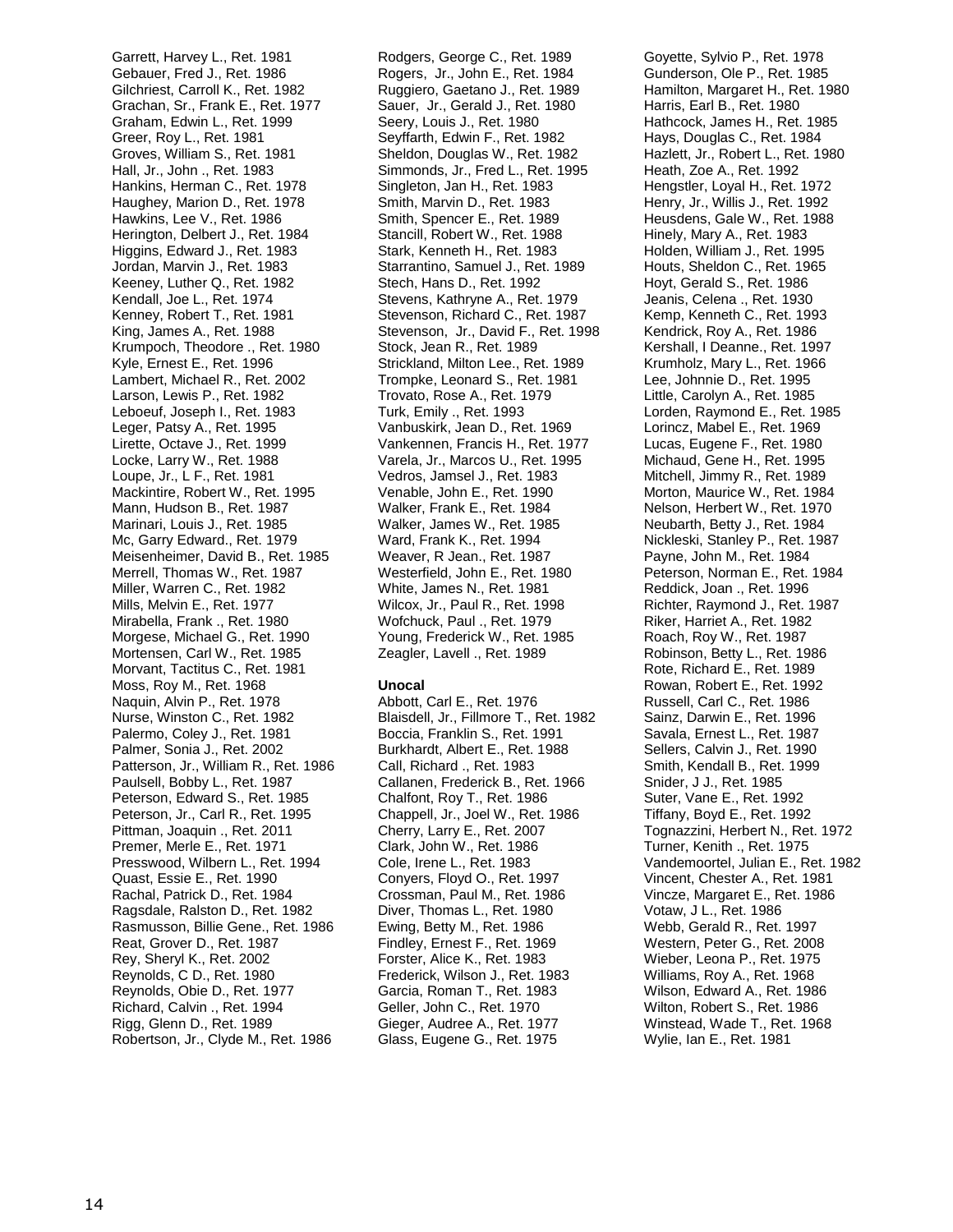Garrett, Harvey L., Ret. 1981
Gebauer, Fred J., Ret. 1986
Gilchriest, Carroll K., Ret. 1982
Grachan, Sr., Frank E., Ret. 1977
Graham, Edwin L., Ret. 1999
Greer, Roy L., Ret. 1981
Groves, William S., Ret. 1981
Hall, Jr., John ., Ret. 1983
Hankins, Herman C., Ret. 1978
Haughey, Marion D., Ret. 1978
Hawkins, Lee V., Ret. 1986
Herington, Delbert J., Ret. 1984
Higgins, Edward J., Ret. 1983
Jordan, Marvin J., Ret. 1983
Keeney, Luther Q., Ret. 1982
Kendall, Joe L., Ret. 1974
Kenney, Robert T., Ret. 1981
King, James A., Ret. 1988
Krumpoch, Theodore ., Ret. 1980
Kyle, Ernest E., Ret. 1996
Lambert, Michael R., Ret. 2002
Larson, Lewis P., Ret. 1982
Leboeuf, Joseph I., Ret. 1983
Leger, Patsy A., Ret. 1995
Lirette, Octave J., Ret. 1999
Locke, Larry W., Ret. 1988
Loupe, Jr., L F., Ret. 1981
Mackintire, Robert W., Ret. 1995
Mann, Hudson B., Ret. 1987
Marinari, Louis J., Ret. 1985
Mc, Garry Edward., Ret. 1979
Meisenheimer, David B., Ret. 1985
Merrell, Thomas W., Ret. 1987
Miller, Warren C., Ret. 1982
Mills, Melvin E., Ret. 1977
Mirabella, Frank ., Ret. 1980
Morgese, Michael G., Ret. 1990
Mortensen, Carl W., Ret. 1985
Morvant, Tactitus C., Ret. 1981
Moss, Roy M., Ret. 1968
Naquin, Alvin P., Ret. 1978
Nurse, Winston C., Ret. 1982
Palermo, Coley J., Ret. 1981
Palmer, Sonia J., Ret. 2002
Patterson, Jr., William R., Ret. 1986
Paulsell, Bobby L., Ret. 1987
Peterson, Edward S., Ret. 1985
Peterson, Jr., Carl R., Ret. 1995
Pittman, Joaquin ., Ret. 2011
Premer, Merle E., Ret. 1971
Presswood, Wilbern L., Ret. 1994
Quast, Essie E., Ret. 1990
Rachal, Patrick D., Ret. 1984
Ragsdale, Ralston D., Ret. 1982
Rasmusson, Billie Gene., Ret. 1986
Reat, Grover D., Ret. 1987
Rey, Sheryl K., Ret. 2002
Reynolds, C D., Ret. 1980
Reynolds, Obie D., Ret. 1977
Richard, Calvin ., Ret. 1994
Rigg, Glenn D., Ret. 1989
Robertson, Jr., Clyde M., Ret. 1986
Rodgers, George C., Ret. 1989
Rogers, Jr., John E., Ret. 1984
Ruggiero, Gaetano J., Ret. 1989
Sauer, Jr., Gerald J., Ret. 1980
Seery, Louis J., Ret. 1980
Seyffarth, Edwin F., Ret. 1982
Sheldon, Douglas W., Ret. 1982
Simmonds, Jr., Fred L., Ret. 1995
Singleton, Jan H., Ret. 1983
Smith, Marvin D., Ret. 1983
Smith, Spencer E., Ret. 1989
Stancill, Robert W., Ret. 1988
Stark, Kenneth H., Ret. 1983
Starrantino, Samuel J., Ret. 1989
Stech, Hans D., Ret. 1992
Stevens, Kathryne A., Ret. 1979
Stevenson, Richard C., Ret. 1987
Stevenson, Jr., David F., Ret. 1998
Stock, Jean R., Ret. 1989
Strickland, Milton Lee., Ret. 1989
Trompke, Leonard S., Ret. 1981
Trovato, Rose A., Ret. 1979
Turk, Emily ., Ret. 1993
Vanbuskirk, Jean D., Ret. 1969
Vankennen, Francis H., Ret. 1977
Varela, Jr., Marcos U., Ret. 1995
Vedros, Jamsel J., Ret. 1983
Venable, John E., Ret. 1990
Walker, Frank E., Ret. 1984
Walker, James W., Ret. 1985
Ward, Frank K., Ret. 1994
Weaver, R Jean., Ret. 1987
Westerfield, John E., Ret. 1980
White, James N., Ret. 1981
Wilcox, Jr., Paul R., Ret. 1998
Wofchuck, Paul ., Ret. 1979
Young, Frederick W., Ret. 1985
Zeagler, Lavell ., Ret. 1989

**Unocal**

Abbott, Carl E., Ret. 1976
Blaisdell, Jr., Fillmore T., Ret. 1982
Boccia, Franklin S., Ret. 1991
Burkhardt, Albert E., Ret. 1988
Call, Richard ., Ret. 1983
Callanen, Frederick B., Ret. 1966
Chalfont, Roy T., Ret. 1986
Chappell, Jr., Joel W., Ret. 1986
Cherry, Larry E., Ret. 2007
Clark, John W., Ret. 1986
Cole, Irene L., Ret. 1983
Conyers, Floyd O., Ret. 1997
Crossman, Paul M., Ret. 1986
Diver, Thomas L., Ret. 1980
Ewing, Betty M., Ret. 1986
Findley, Ernest F., Ret. 1969
Forster, Alice K., Ret. 1983
Frederick, Wilson J., Ret. 1983
Garcia, Roman T., Ret. 1983
Geller, John C., Ret. 1970
Gieger, Audree A., Ret. 1977
Glass, Eugene G., Ret. 1975
Goyette, Sylvio P., Ret. 1978
Gunderson, Ole P., Ret. 1985
Hamilton, Margaret H., Ret. 1980
Harris, Earl B., Ret. 1980
Hathcock, James H., Ret. 1985
Hays, Douglas C., Ret. 1984
Hazlett, Jr., Robert L., Ret. 1980
Heath, Zoe A., Ret. 1992
Hengstler, Loyal H., Ret. 1972
Henry, Jr., Willis J., Ret. 1992
Heusdens, Gale W., Ret. 1988
Hinely, Mary A., Ret. 1983
Holden, William J., Ret. 1995
Houts, Sheldon C., Ret. 1965
Hoyt, Gerald S., Ret. 1986
Jeanis, Celena ., Ret. 1930
Kemp, Kenneth C., Ret. 1993
Kendrick, Roy A., Ret. 1986
Kershall, I Deanne., Ret. 1997
Krumholz, Mary L., Ret. 1966
Lee, Johnnie D., Ret. 1995
Little, Carolyn A., Ret. 1985
Lorden, Raymond E., Ret. 1985
Lorincz, Mabel E., Ret. 1969
Lucas, Eugene F., Ret. 1980
Michaud, Gene H., Ret. 1995
Mitchell, Jimmy R., Ret. 1989
Morton, Maurice W., Ret. 1984
Nelson, Herbert W., Ret. 1970
Neubarth, Betty J., Ret. 1984
Nickleski, Stanley P., Ret. 1987
Payne, John M., Ret. 1984
Peterson, Norman E., Ret. 1984
Reddick, Joan ., Ret. 1996
Richter, Raymond J., Ret. 1987
Riker, Harriet A., Ret. 1982
Roach, Roy W., Ret. 1987
Robinson, Betty L., Ret. 1986
Rote, Richard E., Ret. 1989
Rowan, Robert E., Ret. 1992
Russell, Carl C., Ret. 1986
Sainz, Darwin E., Ret. 1996
Savala, Ernest L., Ret. 1987
Sellers, Calvin J., Ret. 1990
Smith, Kendall B., Ret. 1999
Snider, J J., Ret. 1985
Suter, Vane E., Ret. 1992
Tiffany, Boyd E., Ret. 1992
Tognazzini, Herbert N., Ret. 1972
Turner, Kenith ., Ret. 1975
Vandemoortel, Julian E., Ret. 1982
Vincent, Chester A., Ret. 1981
Vincze, Margaret E., Ret. 1986
Votaw, J L., Ret. 1986
Webb, Gerald R., Ret. 1997
Western, Peter G., Ret. 2008
Wieber, Leona P., Ret. 1975
Williams, Roy A., Ret. 1968
Wilson, Edward A., Ret. 1986
Wilton, Robert S., Ret. 1986
Winstead, Wade T., Ret. 1968
Wylie, Ian E., Ret. 1981